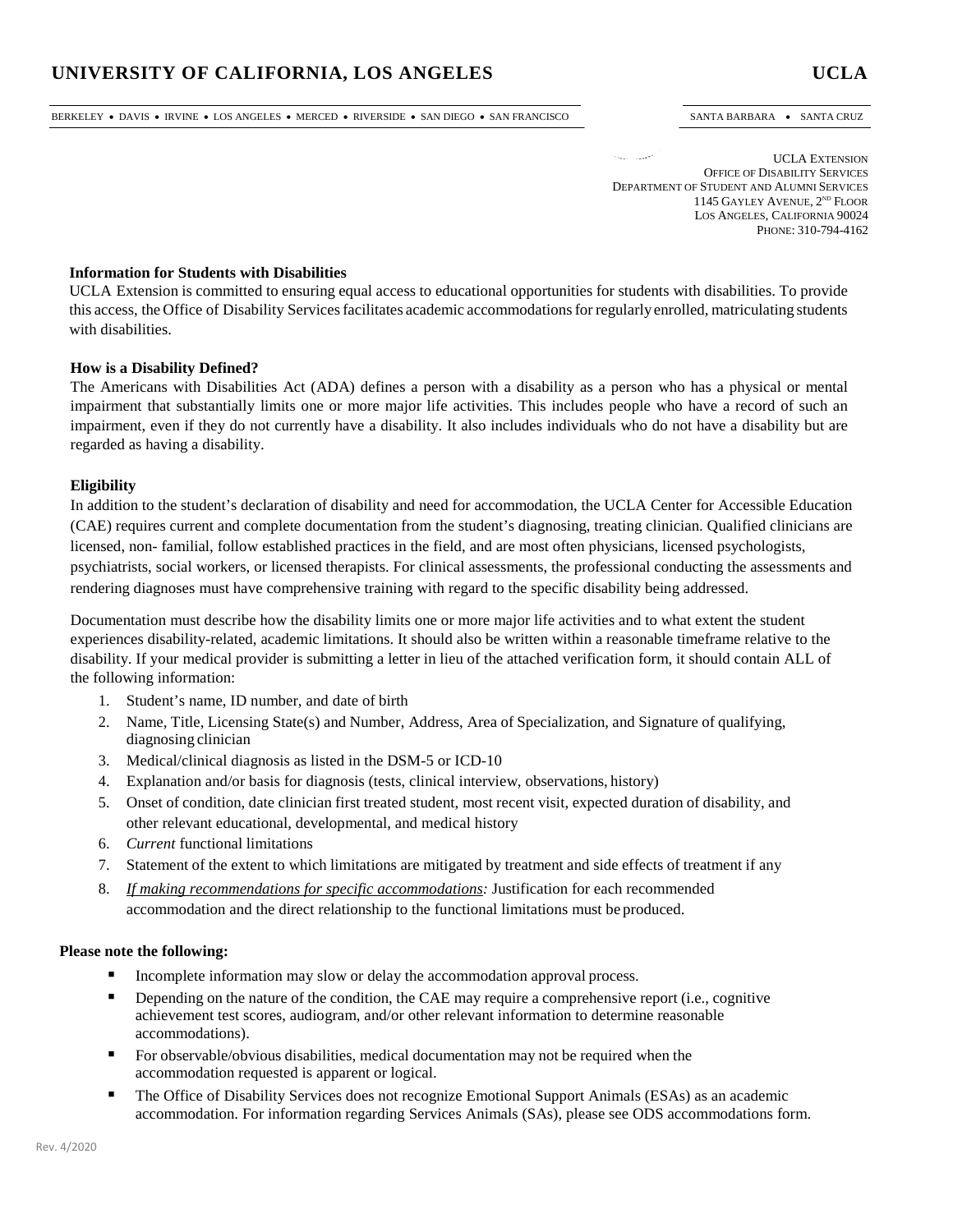# UNIVERSITY OF CALIFORNIA, LOS ANGELES — UCLA

BERKELEY • DAVIS • IRVINE • LOS ANGELES • MERCED • RIVERSIDE • SAN DIEGO • SAN FRANCISCO — SANTA BARBARA • SANTA CRUZ

UCLA EXTENSION
OFFICE OF DISABILITY SERVICES
DEPARTMENT OF STUDENT AND ALUMNI SERVICES
1145 GAYLEY AVENUE, 2ND FLOOR
LOS ANGELES, CALIFORNIA 90024
PHONE: 310-794-4162

**Information for Students with Disabilities**

UCLA Extension is committed to ensuring equal access to educational opportunities for students with disabilities. To provide this access, the Office of Disability Services facilitates academic accommodations for regularly enrolled, matriculating students with disabilities.

**How is a Disability Defined?**

The Americans with Disabilities Act (ADA) defines a person with a disability as a person who has a physical or mental impairment that substantially limits one or more major life activities. This includes people who have a record of such an impairment, even if they do not currently have a disability. It also includes individuals who do not have a disability but are regarded as having a disability.

**Eligibility**

In addition to the student's declaration of disability and need for accommodation, the UCLA Center for Accessible Education (CAE) requires current and complete documentation from the student's diagnosing, treating clinician. Qualified clinicians are licensed, non- familial, follow established practices in the field, and are most often physicians, licensed psychologists, psychiatrists, social workers, or licensed therapists. For clinical assessments, the professional conducting the assessments and rendering diagnoses must have comprehensive training with regard to the specific disability being addressed.

Documentation must describe how the disability limits one or more major life activities and to what extent the student experiences disability-related, academic limitations. It should also be written within a reasonable timeframe relative to the disability. If your medical provider is submitting a letter in lieu of the attached verification form, it should contain ALL of the following information:

1. Student's name, ID number, and date of birth
2. Name, Title, Licensing State(s) and Number, Address, Area of Specialization, and Signature of qualifying, diagnosing clinician
3. Medical/clinical diagnosis as listed in the DSM-5 or ICD-10
4. Explanation and/or basis for diagnosis (tests, clinical interview, observations, history)
5. Onset of condition, date clinician first treated student, most recent visit, expected duration of disability, and other relevant educational, developmental, and medical history
6. *Current* functional limitations
7. Statement of the extent to which limitations are mitigated by treatment and side effects of treatment if any
8. *If making recommendations for specific accommodations:* Justification for each recommended accommodation and the direct relationship to the functional limitations must be produced.

**Please note the following:**

- Incomplete information may slow or delay the accommodation approval process.
- Depending on the nature of the condition, the CAE may require a comprehensive report (i.e., cognitive achievement test scores, audiogram, and/or other relevant information to determine reasonable accommodations).
- For observable/obvious disabilities, medical documentation may not be required when the accommodation requested is apparent or logical.
- The Office of Disability Services does not recognize Emotional Support Animals (ESAs) as an academic accommodation. For information regarding Services Animals (SAs), please see ODS accommodations form.

Rev. 4/2020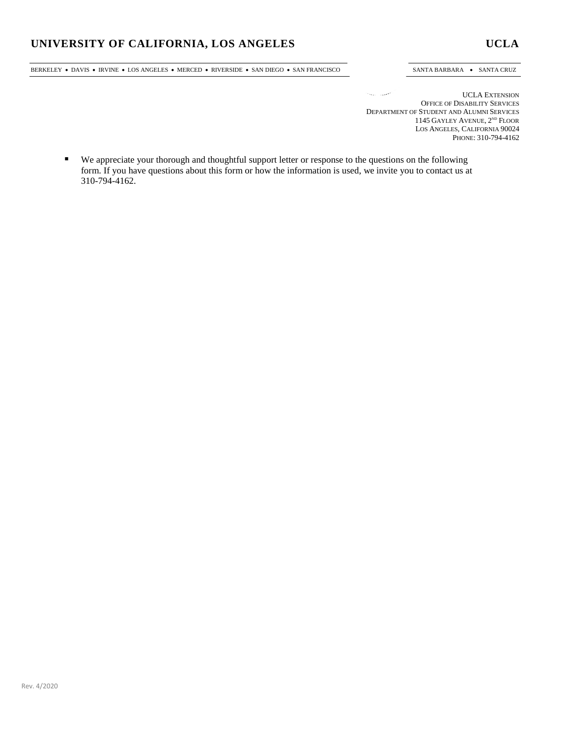**UNIVERSITY OF CALIFORNIA, LOS ANGELES** **UCLA**

BERKELEY • DAVIS • IRVINE • LOS ANGELES • MERCED • RIVERSIDE • SAN DIEGO • SAN FRANCISCO SANTA BARBARA • SANTA CRUZ

UCLA EXTENSION
OFFICE OF DISABILITY SERVICES
DEPARTMENT OF STUDENT AND ALUMNI SERVICES
1145 GAYLEY AVENUE, 2ND FLOOR
LOS ANGELES, CALIFORNIA 90024
PHONE: 310-794-4162

- We appreciate your thorough and thoughtful support letter or response to the questions on the following form. If you have questions about this form or how the information is used, we invite you to contact us at 310-794-4162.

Rev. 4/2020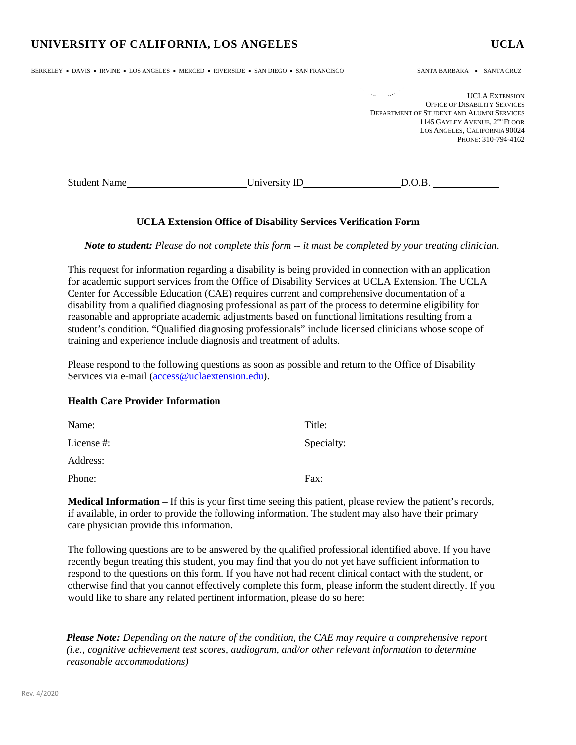# UNIVERSITY OF CALIFORNIA, LOS ANGELES — UCLA

BERKELEY • DAVIS • IRVINE • LOS ANGELES • MERCED • RIVERSIDE • SAN DIEGO • SAN FRANCISCO — SANTA BARBARA • SANTA CRUZ

UCLA EXTENSION
OFFICE OF DISABILITY SERVICES
DEPARTMENT OF STUDENT AND ALUMNI SERVICES
1145 GAYLEY AVENUE, 2ND FLOOR
LOS ANGELES, CALIFORNIA 90024
PHONE: 310-794-4162

Student Name\_\_\_\_\_\_\_\_\_\_\_\_\_\_\_\_\_\_\_\_ University ID\_\_\_\_\_\_\_\_\_\_\_\_\_\_\_\_\_\_ D.O.B. \_\_\_\_\_\_\_\_\_\_\_\_

## UCLA Extension Office of Disability Services Verification Form

***Note to student:*** *Please do not complete this form -- it must be completed by your treating clinician.*

This request for information regarding a disability is being provided in connection with an application for academic support services from the Office of Disability Services at UCLA Extension. The UCLA Center for Accessible Education (CAE) requires current and comprehensive documentation of a disability from a qualified diagnosing professional as part of the process to determine eligibility for reasonable and appropriate academic adjustments based on functional limitations resulting from a student's condition. "Qualified diagnosing professionals" include licensed clinicians whose scope of training and experience include diagnosis and treatment of adults.

Please respond to the following questions as soon as possible and return to the Office of Disability Services via e-mail (access@uclaextension.edu).

### Health Care Provider Information

Name: Title:

License #: Specialty:

Address:

Phone: Fax:

**Medical Information –** If this is your first time seeing this patient, please review the patient's records, if available, in order to provide the following information. The student may also have their primary care physician provide this information.

The following questions are to be answered by the qualified professional identified above. If you have recently begun treating this student, you may find that you do not yet have sufficient information to respond to the questions on this form. If you have not had recent clinical contact with the student, or otherwise find that you cannot effectively complete this form, please inform the student directly. If you would like to share any related pertinent information, please do so here:

\_\_\_\_\_\_\_\_\_\_\_\_\_\_\_\_\_\_\_\_\_\_\_\_\_\_\_\_\_\_\_\_\_\_\_\_\_\_\_\_\_\_\_\_\_\_\_\_\_\_\_\_\_\_\_\_\_\_\_\_\_\_\_\_\_\_

***Please Note:*** *Depending on the nature of the condition, the CAE may require a comprehensive report (i.e., cognitive achievement test scores, audiogram, and/or other relevant information to determine reasonable accommodations)*

Rev. 4/2020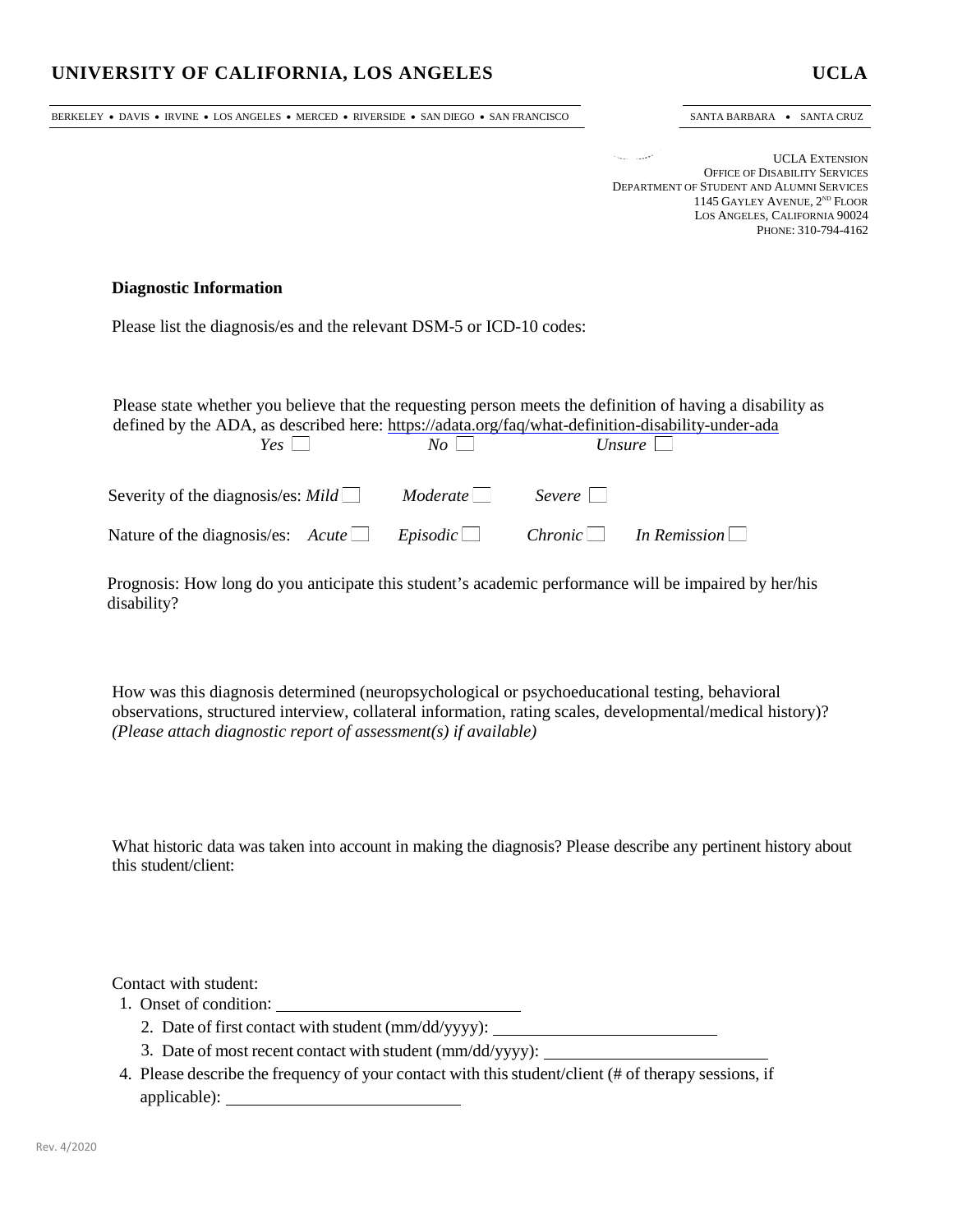UNIVERSITY OF CALIFORNIA, LOS ANGELES **UCLA**

BERKELEY • DAVIS • IRVINE • LOS ANGELES • MERCED • RIVERSIDE • SAN DIEGO • SAN FRANCISCO SANTA BARBARA • SANTA CRUZ

UCLA EXTENSION
OFFICE OF DISABILITY SERVICES
DEPARTMENT OF STUDENT AND ALUMNI SERVICES
1145 GAYLEY AVENUE, 2ND FLOOR
LOS ANGELES, CALIFORNIA 90024
PHONE: 310-794-4162

**Diagnostic Information**

Please list the diagnosis/es and the relevant DSM-5 or ICD-10 codes:

Please state whether you believe that the requesting person meets the definition of having a disability as defined by the ADA, as described here: https://adata.org/faq/what-definition-disability-under-ada

*Yes* ☐ *No* ☐ *Unsure* ☐

Severity of the diagnosis/es: *Mild* ☐ *Moderate* ☐ *Severe* ☐

Nature of the diagnosis/es: *Acute* ☐ *Episodic* ☐ *Chronic* ☐ *In Remission* ☐

Prognosis: How long do you anticipate this student's academic performance will be impaired by her/his disability?

How was this diagnosis determined (neuropsychological or psychoeducational testing, behavioral observations, structured interview, collateral information, rating scales, developmental/medical history)? *(Please attach diagnostic report of assessment(s) if available)*

What historic data was taken into account in making the diagnosis? Please describe any pertinent history about this student/client:

Contact with student:

1. Onset of condition: ____________________________
2. Date of first contact with student (mm/dd/yyyy): ____________________________
3. Date of most recent contact with student (mm/dd/yyyy): ____________________________
4. Please describe the frequency of your contact with this student/client (# of therapy sessions, if applicable): ____________________________

Rev. 4/2020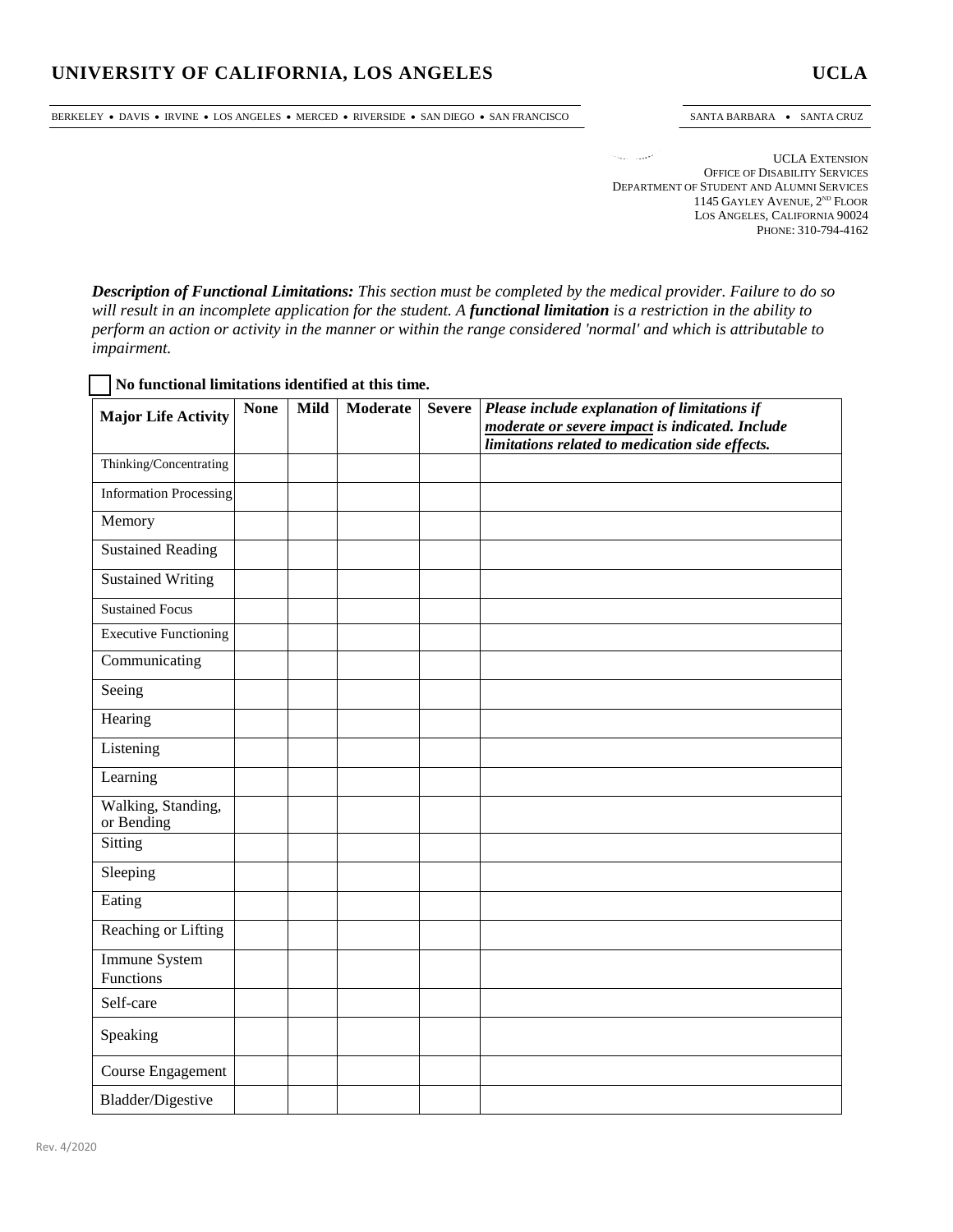# UNIVERSITY OF CALIFORNIA, LOS ANGELES — UCLA

BERKELEY • DAVIS • IRVINE • LOS ANGELES • MERCED • RIVERSIDE • SAN DIEGO • SAN FRANCISCO — SANTA BARBARA • SANTA CRUZ

UCLA EXTENSION
OFFICE OF DISABILITY SERVICES
DEPARTMENT OF STUDENT AND ALUMNI SERVICES
1145 GAYLEY AVENUE, 2ND FLOOR
LOS ANGELES, CALIFORNIA 90024
PHONE: 310-794-4162

***Description of Functional Limitations:*** *This section must be completed by the medical provider. Failure to do so will result in an incomplete application for the student. A* ***functional limitation*** *is a restriction in the ability to perform an action or activity in the manner or within the range considered 'normal' and which is attributable to impairment.*

☐ **No functional limitations identified at this time.**

| Major Life Activity | None | Mild | Moderate | Severe | *Please include explanation of limitations if moderate or severe impact is indicated. Include limitations related to medication side effects.* |
|---|---|---|---|---|---|
| Thinking/Concentrating | | | | | |
| Information Processing | | | | | |
| Memory | | | | | |
| Sustained Reading | | | | | |
| Sustained Writing | | | | | |
| Sustained Focus | | | | | |
| Executive Functioning | | | | | |
| Communicating | | | | | |
| Seeing | | | | | |
| Hearing | | | | | |
| Listening | | | | | |
| Learning | | | | | |
| Walking, Standing, or Bending | | | | | |
| Sitting | | | | | |
| Sleeping | | | | | |
| Eating | | | | | |
| Reaching or Lifting | | | | | |
| Immune System Functions | | | | | |
| Self-care | | | | | |
| Speaking | | | | | |
| Course Engagement | | | | | |
| Bladder/Digestive | | | | | |

Rev. 4/2020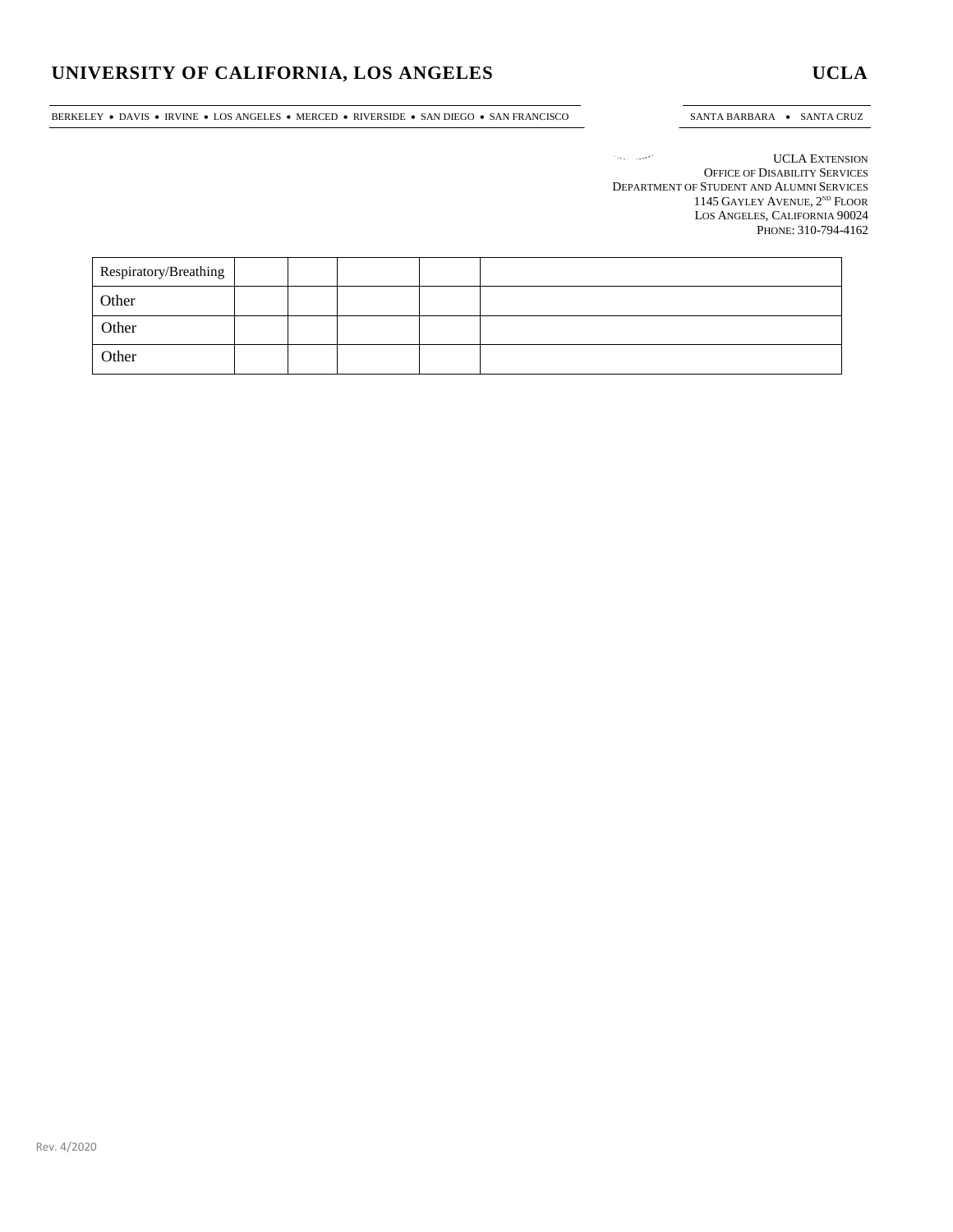# UNIVERSITY OF CALIFORNIA, LOS ANGELES

**UCLA**

BERKELEY • DAVIS • IRVINE • LOS ANGELES • MERCED • RIVERSIDE • SAN DIEGO • SAN FRANCISCO

SANTA BARBARA • SANTA CRUZ

UCLA EXTENSION
OFFICE OF DISABILITY SERVICES
DEPARTMENT OF STUDENT AND ALUMNI SERVICES
1145 GAYLEY AVENUE, 2ND FLOOR
LOS ANGELES, CALIFORNIA 90024
PHONE: 310-794-4162

| Respiratory/Breathing | | | | | |
|---|---|---|---|---|---|
| Other | | | | | |
| Other | | | | | |
| Other | | | | | |

Rev. 4/2020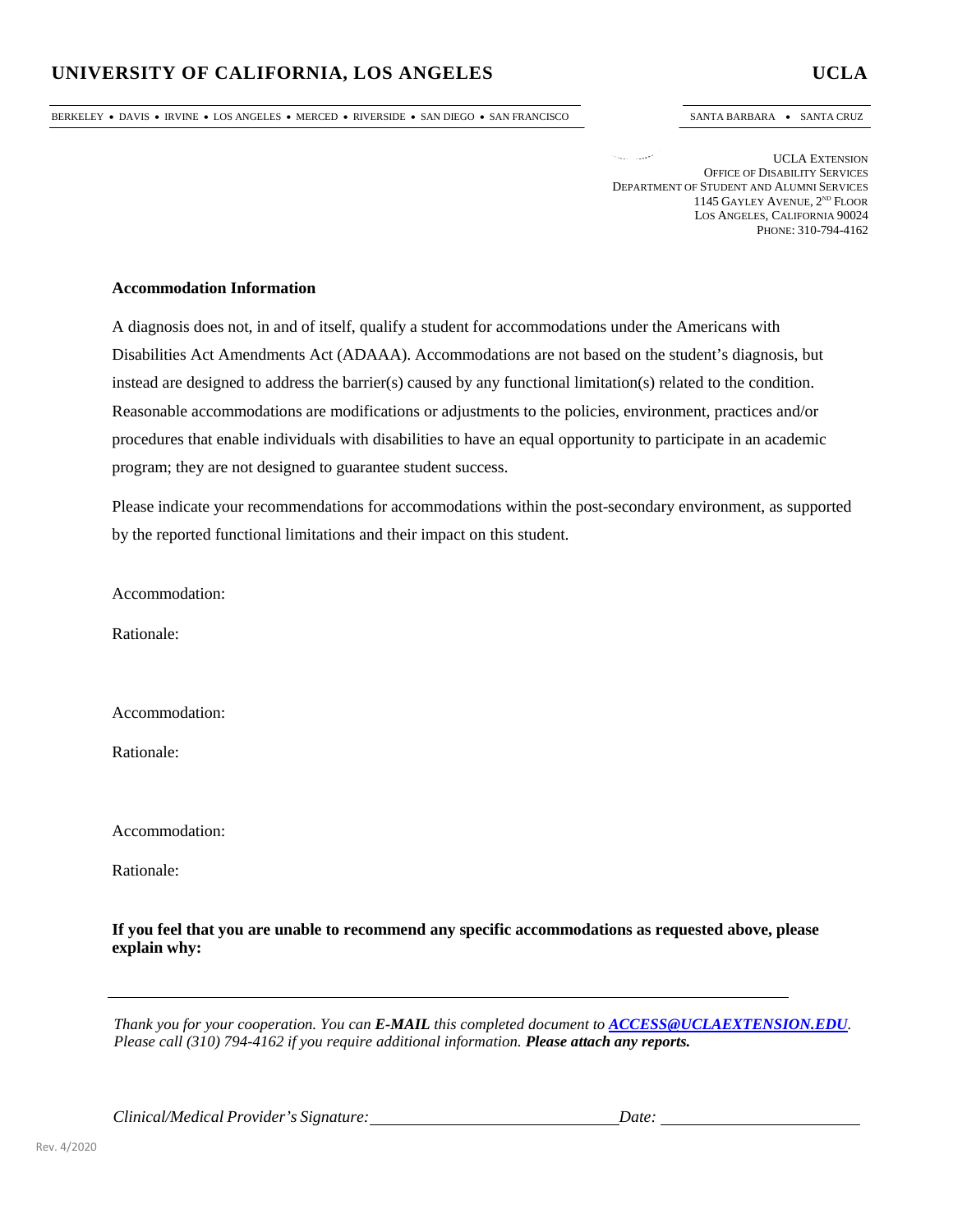# UNIVERSITY OF CALIFORNIA, LOS ANGELES UCLA

BERKELEY • DAVIS • IRVINE • LOS ANGELES • MERCED • RIVERSIDE • SAN DIEGO • SAN FRANCISCO SANTA BARBARA • SANTA CRUZ

UCLA EXTENSION
OFFICE OF DISABILITY SERVICES
DEPARTMENT OF STUDENT AND ALUMNI SERVICES
1145 GAYLEY AVENUE, 2ND FLOOR
LOS ANGELES, CALIFORNIA 90024
PHONE: 310-794-4162

**Accommodation Information**

A diagnosis does not, in and of itself, qualify a student for accommodations under the Americans with Disabilities Act Amendments Act (ADAAA). Accommodations are not based on the student's diagnosis, but instead are designed to address the barrier(s) caused by any functional limitation(s) related to the condition. Reasonable accommodations are modifications or adjustments to the policies, environment, practices and/or procedures that enable individuals with disabilities to have an equal opportunity to participate in an academic program; they are not designed to guarantee student success.

Please indicate your recommendations for accommodations within the post-secondary environment, as supported by the reported functional limitations and their impact on this student.

Accommodation:

Rationale:

Accommodation:

Rationale:

Accommodation:

Rationale:

**If you feel that you are unable to recommend any specific accommodations as requested above, please explain why:**

---

*Thank you for your cooperation. You can **E-MAIL** this completed document to [ACCESS@UCLAEXTENSION.EDU](mailto:ACCESS@UCLAEXTENSION.EDU). Please call (310) 794-4162 if you require additional information.* ***Please attach any reports.***

*Clinical/Medical Provider's Signature:* ______________________________ *Date:* ________________________

Rev. 4/2020